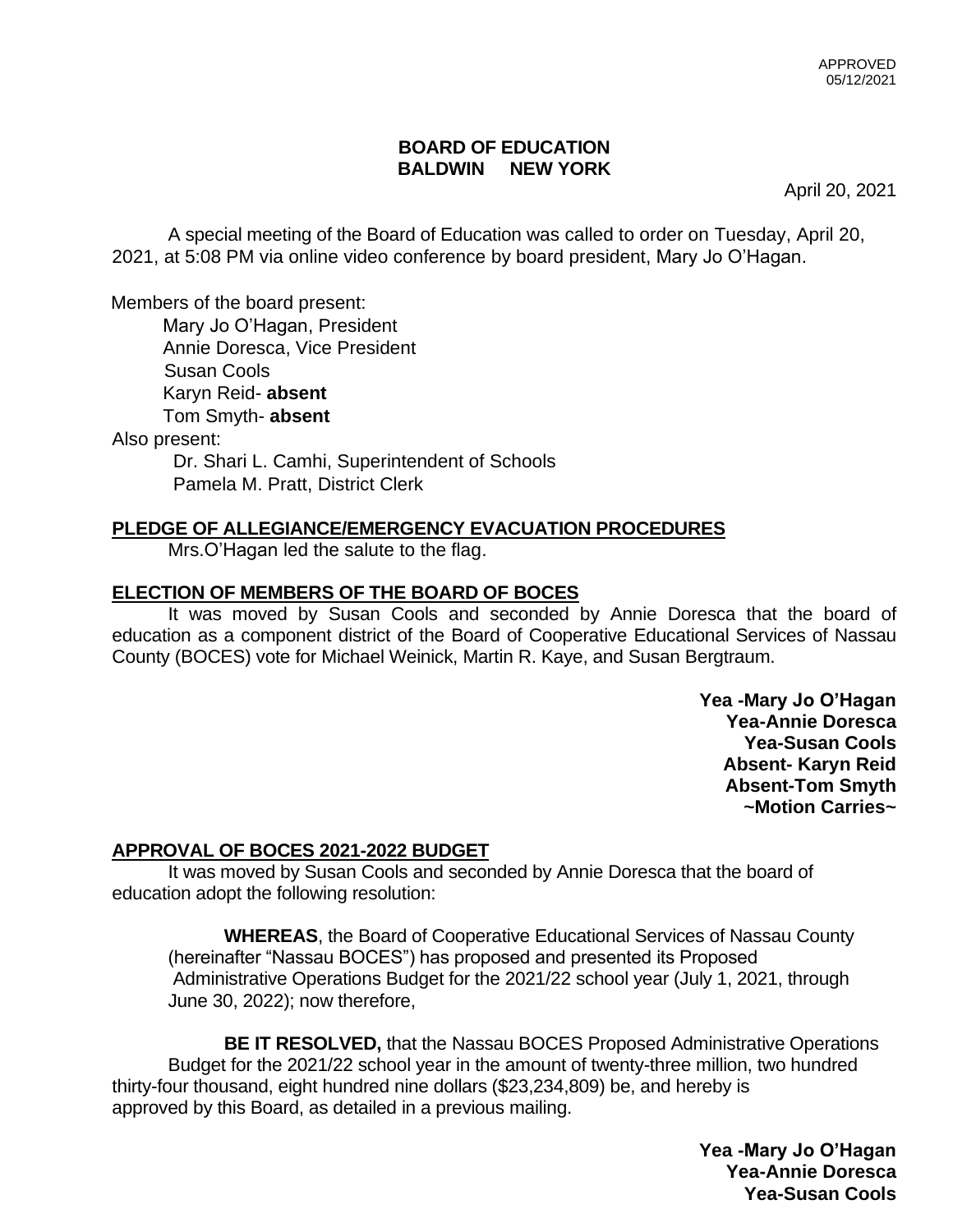APPROVED
05/12/2021

**BOARD OF EDUCATION**
**BALDWIN NEW YORK**

April 20, 2021

A special meeting of the Board of Education was called to order on Tuesday, April 20, 2021, at 5:08 PM via online video conference by board president, Mary Jo O'Hagan.

Members of the board present:
Mary Jo O'Hagan, President
Annie Doresca, Vice President
Susan Cools
Karyn Reid- **absent**
Tom Smyth- **absent**

Also present:
Dr. Shari L. Camhi, Superintendent of Schools
Pamela M. Pratt, District Clerk

**PLEDGE OF ALLEGIANCE/EMERGENCY EVACUATION PROCEDURES**

Mrs.O'Hagan led the salute to the flag.

**ELECTION OF MEMBERS OF THE BOARD OF BOCES**

It was moved by Susan Cools and seconded by Annie Doresca that the board of education as a component district of the Board of Cooperative Educational Services of Nassau County (BOCES) vote for Michael Weinick, Martin R. Kaye, and Susan Bergtraum.

**Yea -Mary Jo O'Hagan**
**Yea-Annie Doresca**
**Yea-Susan Cools**
**Absent- Karyn Reid**
**Absent-Tom Smyth**
**~Motion Carries~**

**APPROVAL OF BOCES 2021-2022 BUDGET**

It was moved by Susan Cools and seconded by Annie Doresca that the board of education adopt the following resolution:

**WHEREAS**, the Board of Cooperative Educational Services of Nassau County (hereinafter "Nassau BOCES") has proposed and presented its Proposed Administrative Operations Budget for the 2021/22 school year (July 1, 2021, through June 30, 2022); now therefore,

**BE IT RESOLVED,** that the Nassau BOCES Proposed Administrative Operations Budget for the 2021/22 school year in the amount of twenty-three million, two hundred thirty-four thousand, eight hundred nine dollars ($23,234,809) be, and hereby is approved by this Board, as detailed in a previous mailing.

**Yea -Mary Jo O'Hagan**
**Yea-Annie Doresca**
**Yea-Susan Cools**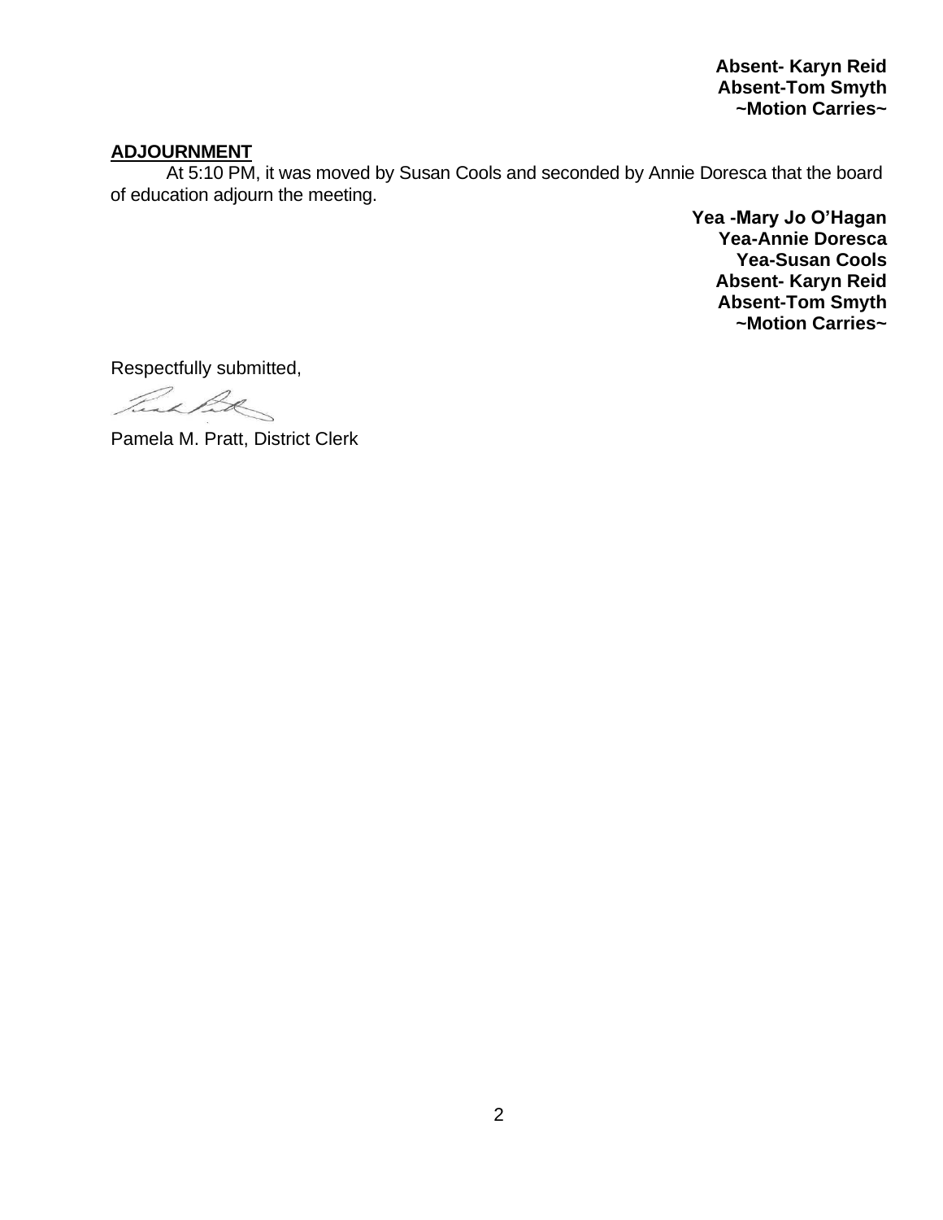**Absent- Karyn Reid**
**Absent-Tom Smyth**
**~Motion Carries~**

**ADJOURNMENT**

At 5:10 PM, it was moved by Susan Cools and seconded by Annie Doresca that the board of education adjourn the meeting.

**Yea -Mary Jo O'Hagan**
**Yea-Annie Doresca**
**Yea-Susan Cools**
**Absent- Karyn Reid**
**Absent-Tom Smyth**
**~Motion Carries~**

Respectfully submitted,

Pamela M. Pratt, District Clerk